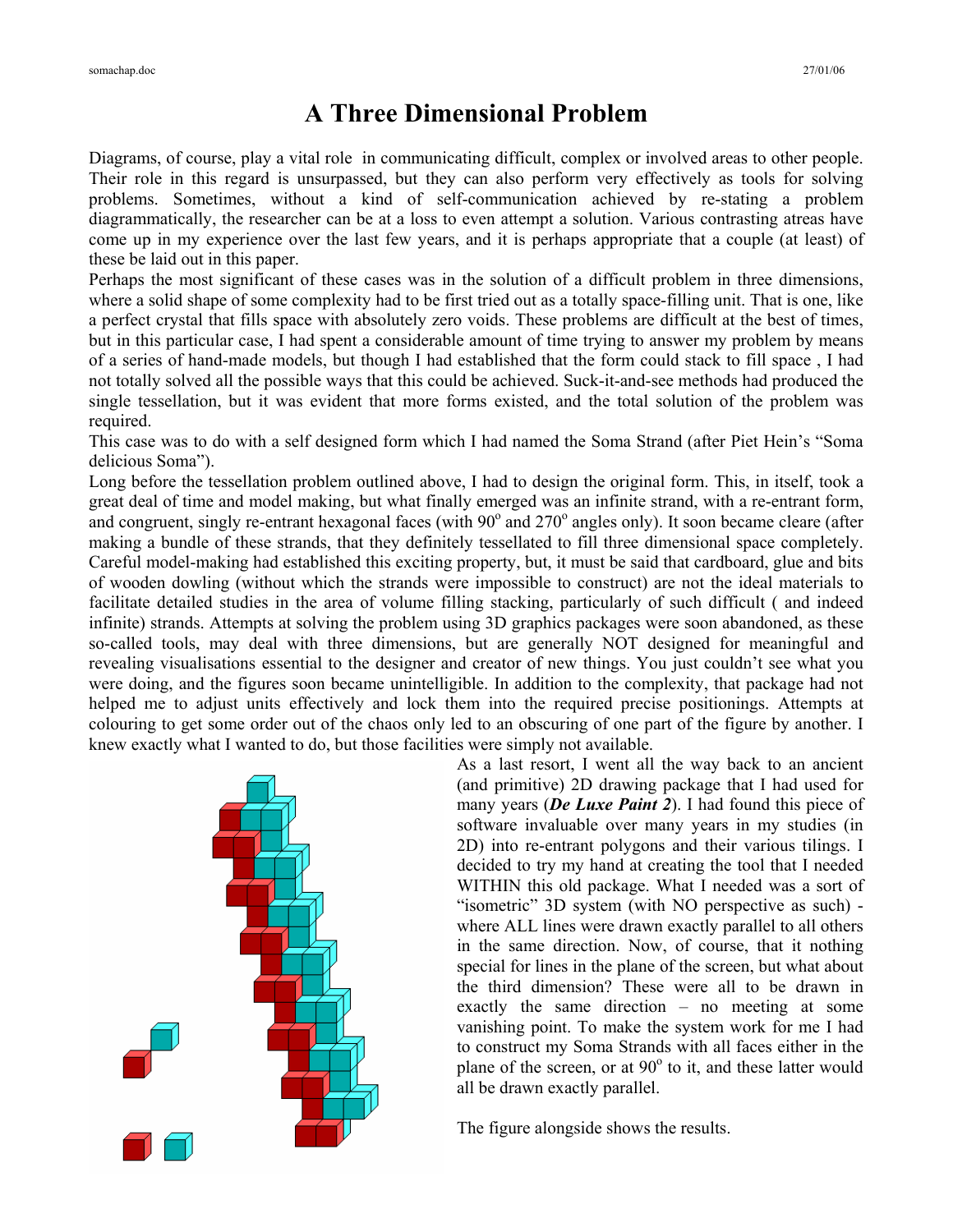# A Three Dimensional Problem

Diagrams, of course, play a vital role in communicating difficult, complex or involved areas to other people. Their role in this regard is unsurpassed, but they can also perform very effectively as tools for solving problems. Sometimes, without a kind of self-communication achieved by re-stating a problem diagrammatically, the researcher can be at a loss to even attempt a solution. Various contrasting atreas have come up in my experience over the last few years, and it is perhaps appropriate that a couple (at least) of these be laid out in this paper.

Perhaps the most significant of these cases was in the solution of a difficult problem in three dimensions, where a solid shape of some complexity had to be first tried out as a totally space-filling unit. That is one, like a perfect crystal that fills space with absolutely zero voids. These problems are difficult at the best of times, but in this particular case, I had spent a considerable amount of time trying to answer my problem by means of a series of hand-made models, but though I had established that the form could stack to fill space , I had not totally solved all the possible ways that this could be achieved. Suck-it-and-see methods had produced the single tessellation, but it was evident that more forms existed, and the total solution of the problem was required.

This case was to do with a self designed form which I had named the Soma Strand (after Piet Hein's "Soma delicious Soma").

Long before the tessellation problem outlined above, I had to design the original form. This, in itself, took a great deal of time and model making, but what finally emerged was an infinite strand, with a re-entrant form, and congruent, singly re-entrant hexagonal faces (with 90$^{o}$ and 270$^{o}$ angles only). It soon became cleare (after making a bundle of these strands, that they definitely tessellated to fill three dimensional space completely. Careful model-making had established this exciting property, but, it must be said that cardboard, glue and bits of wooden dowling (without which the strands were impossible to construct) are not the ideal materials to facilitate detailed studies in the area of volume filling stacking, particularly of such difficult ( and indeed infinite) strands. Attempts at solving the problem using 3D graphics packages were soon abandoned, as these so-called tools, may deal with three dimensions, but are generally NOT designed for meaningful and revealing visualisations essential to the designer and creator of new things. You just couldn't see what you were doing, and the figures soon became unintelligible. In addition to the complexity, that package had not helped me to adjust units effectively and lock them into the required precise positionings. Attempts at colouring to get some order out of the chaos only led to an obscuring of one part of the figure by another. I knew exactly what I wanted to do, but those facilities were simply not available.

As a last resort, I went all the way back to an ancient (and primitive) 2D drawing package that I had used for many years (***De Luxe Paint 2***). I had found this piece of software invaluable over many years in my studies (in 2D) into re-entrant polygons and their various tilings. I decided to try my hand at creating the tool that I needed WITHIN this old package. What I needed was a sort of "isometric" 3D system (with NO perspective as such) - where ALL lines were drawn exactly parallel to all others in the same direction. Now, of course, that it nothing special for lines in the plane of the screen, but what about the third dimension? These were all to be drawn in exactly the same direction – no meeting at some vanishing point. To make the system work for me I had to construct my Soma Strands with all faces either in the plane of the screen, or at 90$^{o}$ to it, and these latter would all be drawn exactly parallel.

The figure alongside shows the results.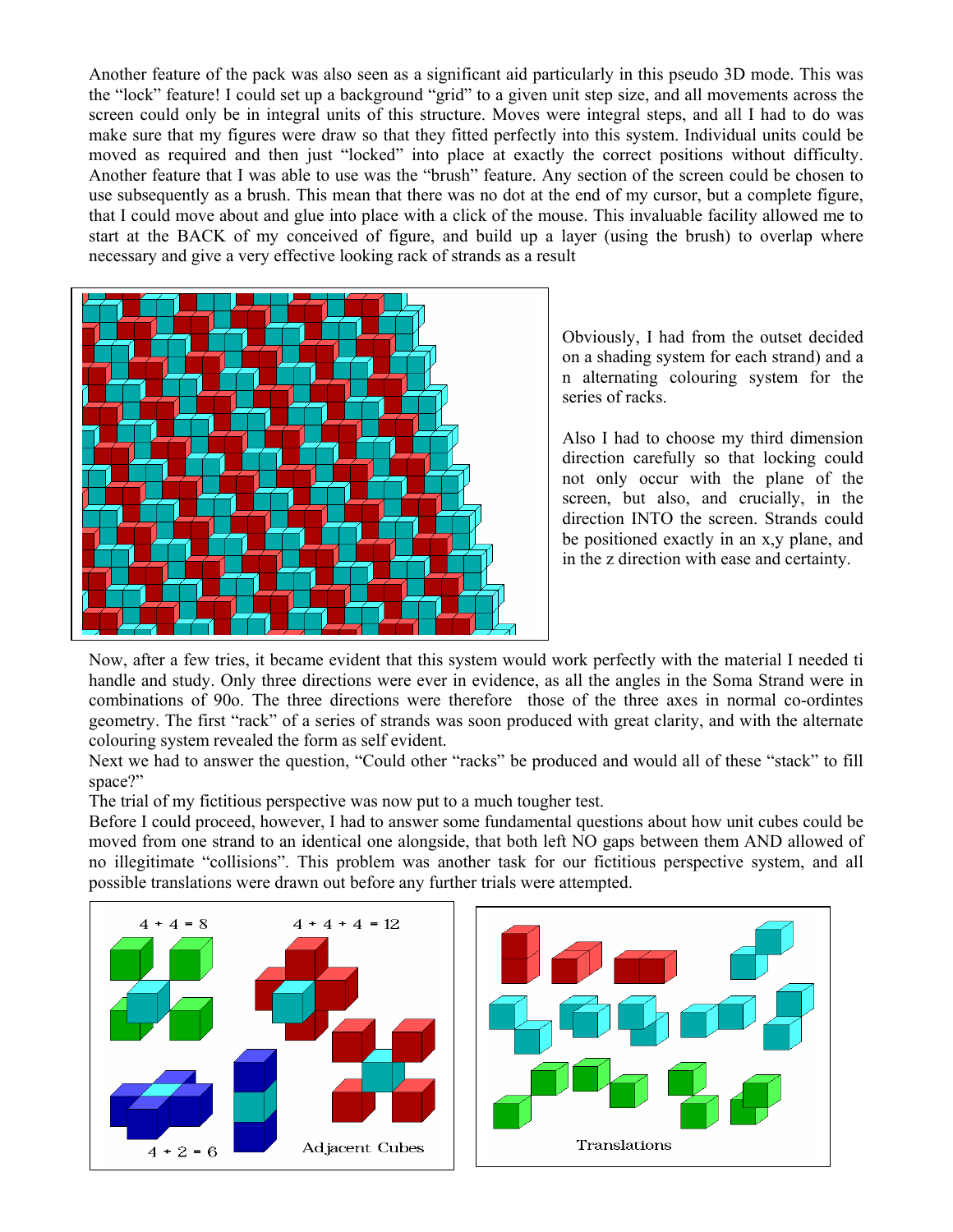Another feature of the pack was also seen as a significant aid particularly in this pseudo 3D mode. This was the "lock" feature! I could set up a background "grid" to a given unit step size, and all movements across the screen could only be in integral units of this structure. Moves were integral steps, and all I had to do was make sure that my figures were draw so that they fitted perfectly into this system. Individual units could be moved as required and then just "locked" into place at exactly the correct positions without difficulty. Another feature that I was able to use was the "brush" feature. Any section of the screen could be chosen to use subsequently as a brush. This mean that there was no dot at the end of my cursor, but a complete figure, that I could move about and glue into place with a click of the mouse. This invaluable facility allowed me to start at the BACK of my conceived of figure, and build up a layer (using the brush) to overlap where necessary and give a very effective looking rack of strands as a result

Obviously, I had from the outset decided on a shading system for each strand) and a n alternating colouring system for the series of racks.

Also I had to choose my third dimension direction carefully so that locking could not only occur with the plane of the screen, but also, and crucially, in the direction INTO the screen. Strands could be positioned exactly in an x,y plane, and in the z direction with ease and certainty.

Now, after a few tries, it became evident that this system would work perfectly with the material I needed ti handle and study. Only three directions were ever in evidence, as all the angles in the Soma Strand were in combinations of 90o. The three directions were therefore those of the three axes in normal co-ordintes geometry. The first "rack" of a series of strands was soon produced with great clarity, and with the alternate colouring system revealed the form as self evident.

Next we had to answer the question, "Could other "racks" be produced and would all of these "stack" to fill space?"

The trial of my fictitious perspective was now put to a much tougher test.

Before I could proceed, however, I had to answer some fundamental questions about how unit cubes could be moved from one strand to an identical one alongside, that both left NO gaps between them AND allowed of no illegitimate "collisions". This problem was another task for our fictitious perspective system, and all possible translations were drawn out before any further trials were attempted.

4 + 4 = 8

4 + 4 + 4 = 12

4 + 2 = 6

Adjacent Cubes

Translations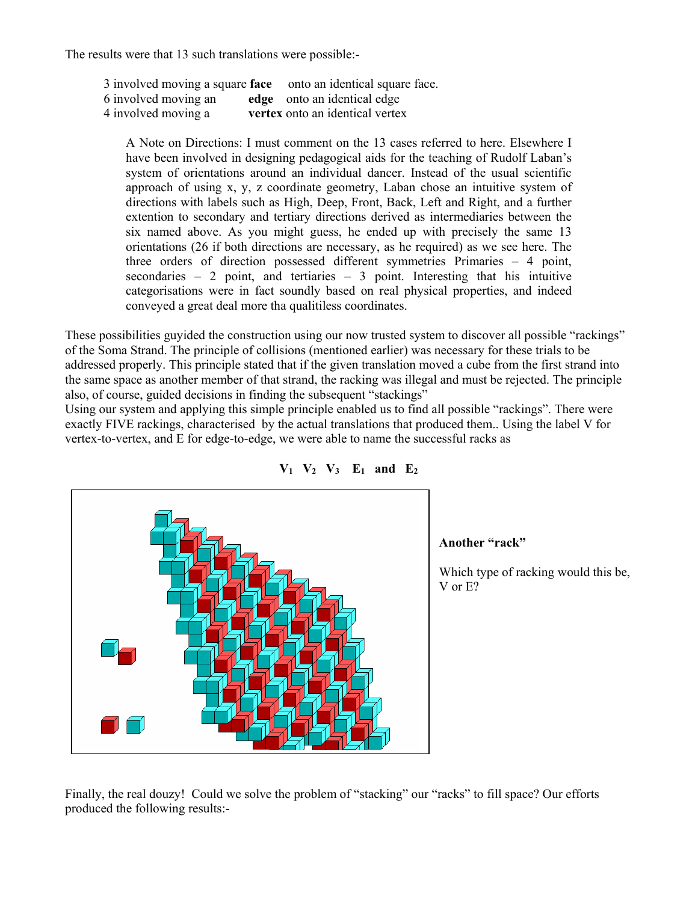The results were that 13 such translations were possible:-

3 involved moving a square **face** onto an identical square face.
6 involved moving an **edge** onto an identical edge
4 involved moving a **vertex** onto an identical vertex

> A Note on Directions: I must comment on the 13 cases referred to here. Elsewhere I have been involved in designing pedagogical aids for the teaching of Rudolf Laban's system of orientations around an individual dancer. Instead of the usual scientific approach of using x, y, z coordinate geometry, Laban chose an intuitive system of directions with labels such as High, Deep, Front, Back, Left and Right, and a further extention to secondary and tertiary directions derived as intermediaries between the six named above. As you might guess, he ended up with precisely the same 13 orientations (26 if both directions are necessary, as he required) as we see here. The three orders of direction possessed different symmetries Primaries – 4 point, secondaries – 2 point, and tertiaries – 3 point. Interesting that his intuitive categorisations were in fact soundly based on real physical properties, and indeed conveyed a great deal more tha qualitiless coordinates.

These possibilities guyided the construction using our now trusted system to discover all possible "rackings" of the Soma Strand. The principle of collisions (mentioned earlier) was necessary for these trials to be addressed properly. This principle stated that if the given translation moved a cube from the first strand into the same space as another member of that strand, the racking was illegal and must be rejected. The principle also, of course, guided decisions in finding the subsequent "stackings"
Using our system and applying this simple principle enabled us to find all possible "rackings". There were exactly FIVE rackings, characterised by the actual translations that produced them.. Using the label V for vertex-to-vertex, and E for edge-to-edge, we were able to name the successful racks as

**$V_1$ $V_2$ $V_3$ $E_1$ and $E_2$**

**Another "rack"**

Which type of racking would this be, V or E?

Finally, the real douzy! Could we solve the problem of "stacking" our "racks" to fill space? Our efforts produced the following results:-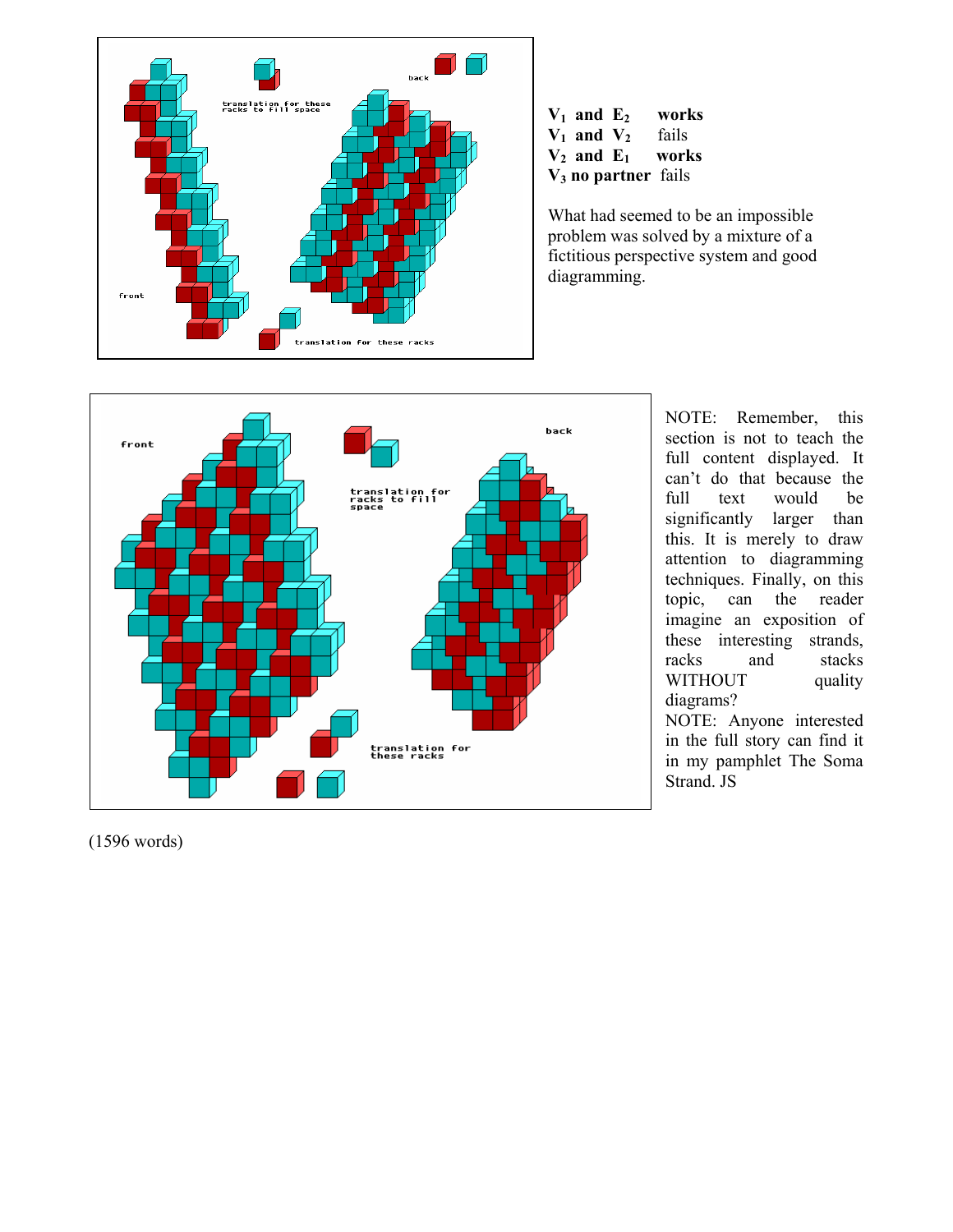front

back

translation for these racks to fill space

translation for these racks

$V_1$ and $E_2$ works
$V_1$ and $V_2$ fails
$V_2$ and $E_1$ works
$V_3$ no partner fails

What had seemed to be an impossible problem was solved by a mixture of a fictitious perspective system and good diagramming.

front

back

translation for racks to fill space

translation for these racks

NOTE: Remember, this section is not to teach the full content displayed. It can't do that because the full text would be significantly larger than this. It is merely to draw attention to diagramming techniques. Finally, on this topic, can the reader imagine an exposition of these interesting strands, racks and stacks WITHOUT quality diagrams?

NOTE: Anyone interested in the full story can find it in my pamphlet The Soma Strand. JS

(1596 words)